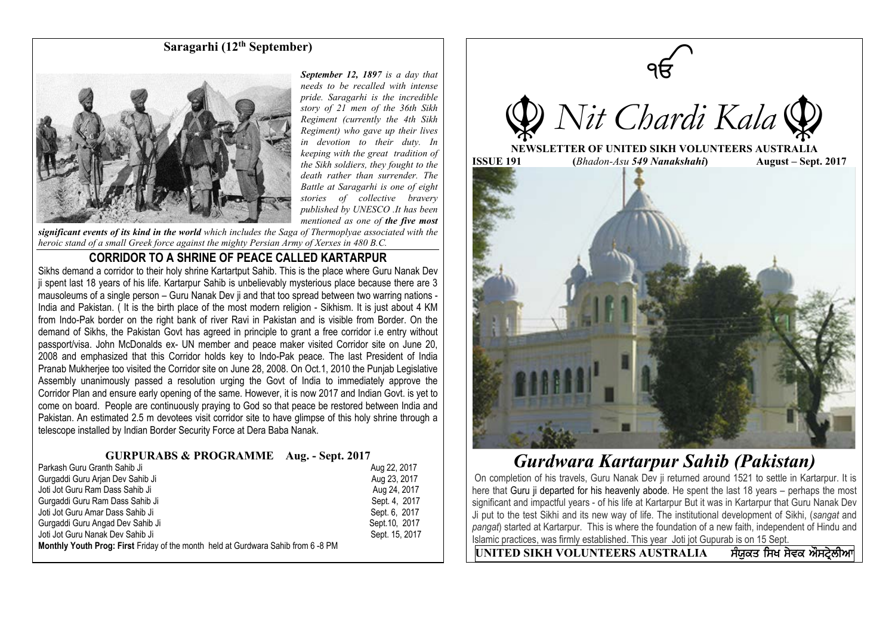## Saragarhi (12th September)

*September 12, 1897 is a day that needs to be recalled with intense pride. Saragarhi is the incredible story of 21 men of the 36th Sikh Regiment (currently the 4th Sikh Regiment) who gave up their lives in devotion to their duty. In keeping with the great tradition of the Sikh soldiers, they fought to the death rather than surrender. The Battle at Saragarhi is one of eight stories of collective bravery published by UNESCO .It has been mentioned as one of* ***the five most significant events of its kind in the world*** *which includes the Saga of Thermoplyae associated with the heroic stand of a small Greek force against the mighty Persian Army of Xerxes in 480 B.C.*

## CORRIDOR TO A SHRINE OF PEACE CALLED KARTARPUR

Sikhs demand a corridor to their holy shrine Kartartput Sahib. This is the place where Guru Nanak Dev ji spent last 18 years of his life. Kartarpur Sahib is unbelievably mysterious place because there are 3 mausoleums of a single person – Guru Nanak Dev ji and that too spread between two warring nations - India and Pakistan. ( It is the birth place of the most modern religion - Sikhism. It is just about 4 KM from Indo-Pak border on the right bank of river Ravi in Pakistan and is visible from Border. On the demand of Sikhs, the Pakistan Govt has agreed in principle to grant a free corridor i.e entry without passport/visa. John McDonalds ex- UN member and peace maker visited Corridor site on June 20, 2008 and emphasized that this Corridor holds key to Indo-Pak peace. The last President of India Pranab Mukherjee too visited the Corridor site on June 28, 2008. On Oct.1, 2010 the Punjab Legislative Assembly unanimously passed a resolution urging the Govt of India to immediately approve the Corridor Plan and ensure early opening of the same. However, it is now 2017 and Indian Govt. is yet to come on board. People are continuously praying to God so that peace be restored between India and Pakistan. An estimated 2.5 m devotees visit corridor site to have glimpse of this holy shrine through a telescope installed by Indian Border Security Force at Dera Baba Nanak.

## GURPURABS & PROGRAMME Aug. - Sept. 2017

| | |
|---|---|
| Parkash Guru Granth Sahib Ji | Aug 22, 2017 |
| Gurgaddi Guru Arjan Dev Sahib Ji | Aug 23, 2017 |
| Joti Jot Guru Ram Dass Sahib Ji | Aug 24, 2017 |
| Gurgaddi Guru Ram Dass Sahib Ji | Sept. 4, 2017 |
| Joti Jot Guru Amar Dass Sahib Ji | Sept. 6, 2017 |
| Gurgaddi Guru Angad Dev Sahib Ji | Sept.10, 2017 |
| Joti Jot Guru Nanak Dev Sahib Ji | Sept. 15, 2017 |

**Monthly Youth Prog: First** Friday of the month held at Gurdwara Sahib from 6 -8 PM

ੴ

# Nit Chardi Kala

**NEWSLETTER OF UNITED SIKH VOLUNTEERS AUSTRALIA**

**ISSUE 191** **(*Bhadon-Asu 549 Nanakshahi*)** **August – Sept. 2017**

## *Gurdwara Kartarpur Sahib (Pakistan)*

On completion of his travels, Guru Nanak Dev ji returned around 1521 to settle in Kartarpur. It is here that Guru ji departed for his heavenly abode. He spent the last 18 years – perhaps the most significant and impactful years - of his life at Kartarpur But it was in Kartarpur that Guru Nanak Dev Ji put to the test Sikhi and its new way of life. The institutional development of Sikhi, (*sangat* and *pangat*) started at Kartarpur. This is where the foundation of a new faith, independent of Hindu and Islamic practices, was firmly established. This year Joti jot Gupurab is on 15 Sept.

**UNITED SIKH VOLUNTEERS AUSTRALIA** ਸੰਯੁਕਤ ਸਿਖ ਸੇਵਕ ਔਸਟ੍ਰੇਲੀਆ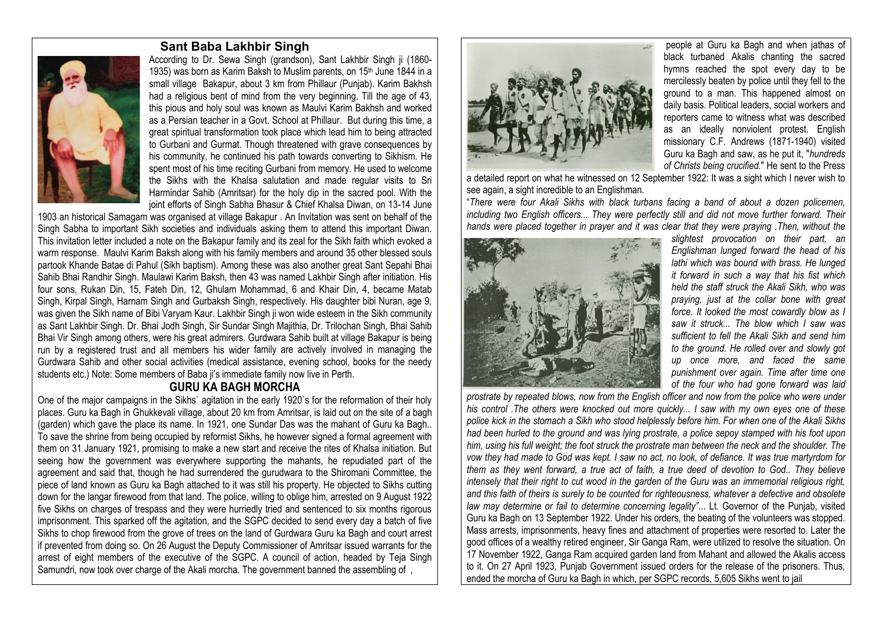## Sant Baba Lakhbir Singh

According to Dr. Sewa Singh (grandson), Sant Lakhbir Singh ji (1860-1935) was born as Karim Baksh to Muslim parents, on 15th June 1844 in a small village Bakapur, about 3 km from Phillaur (Punjab). Karim Bakhsh had a religious bent of mind from the very beginning. Till the age of 43, this pious and holy soul was known as Maulvi Karim Bakhsh and worked as a Persian teacher in a Govt. School at Phillaur. But during this time, a great spiritual transformation took place which lead him to being attracted to Gurbani and Gurmat. Though threatened with grave consequences by his community, he continued his path towards converting to Sikhism. He spent most of his time reciting Gurbani from memory. He used to welcome the Sikhs with the Khalsa salutation and made regular visits to Sri Harmindar Sahib (Amritsar) for the holy dip in the sacred pool. With the joint efforts of Singh Sabha Bhasur & Chief Khalsa Diwan, on 13-14 June 1903 an historical Samagam was organised at village Bakapur . An Invitation was sent on behalf of the Singh Sabha to important Sikh societies and individuals asking them to attend this important Diwan. This invitation letter included a note on the Bakapur family and its zeal for the Sikh faith which evoked a warm response. Maulvi Karim Baksh along with his family members and around 35 other blessed souls partook Khande Batae di Pahul (Sikh baptism). Among these was also another great Sant Sepahi Bhai Sahib Bhai Randhir Singh. Maulawi Karim Baksh, then 43 was named Lakhbir Singh after initiation. His four sons, Rukan Din, 15, Fateh Din, 12, Ghulam Mohammad, 6 and Khair Din, 4, became Matab Singh, Kirpal Singh, Harnam Singh and Gurbaksh Singh, respectively. His daughter bibi Nuran, age 9, was given the Sikh name of Bibi Varyam Kaur. Lakhbir Singh ji won wide esteem in the Sikh community as Sant Lakhbir Singh. Dr. Bhai Jodh Singh, Sir Sundar Singh Majithia, Dr. Trilochan Singh, Bhai Sahib Bhai Vir Singh among others, were his great admirers. Gurdwara Sahib built at village Bakapur is being run by a registered trust and all members his wider family are actively involved in managing the Gurdwara Sahib and other social activities (medical assistance, evening school, books for the needy students etc.) Note: Some members of Baba ji's immediate family now live in Perth.

## GURU KA BAGH MORCHA

One of the major campaigns in the Sikhs` agitation in the early 1920`s for the reformation of their holy places. Guru ka Bagh in Ghukkevali village, about 20 km from Amritsar, is laid out on the site of a bagh (garden) which gave the place its name. In 1921, one Sundar Das was the mahant of Guru ka Bagh.. To save the shrine from being occupied by reformist Sikhs, he however signed a formal agreement with them on 31 January 1921, promising to make a new start and receive the rites of Khalsa initiation. But seeing how the government was everywhere supporting the mahants, he repudiated part of the agreement and said that, though he had surrendered the gurudwara to the Shiromani Committee, the piece of land known as Guru ka Bagh attached to it was still his property. He objected to Sikhs cutting down for the langar firewood from that land. The police, willing to oblige him, arrested on 9 August 1922 five Sikhs on charges of trespass and they were hurriedly tried and sentenced to six months rigorous imprisonment. This sparked off the agitation, and the SGPC decided to send every day a batch of five Sikhs to chop firewood from the grove of trees on the land of Gurdwara Guru ka Bagh and court arrest if prevented from doing so. On 26 August the Deputy Commissioner of Amritsar issued warrants for the arrest of eight members of the executive of the SGPC. A council of action, headed by Teja Singh Samundri, now took over charge of the Akali morcha. The government banned the assembling of , people at Guru ka Bagh and when jathas of black turbaned Akalis chanting the sacred hymns reached the spot every day to be mercilessly beaten by police until they fell to the ground to a man. This happened almost on daily basis. Political leaders, social workers and reporters came to witness what was described as an ideally nonviolent protest. English missionary C.F. Andrews (1871-1940) visited Guru ka Bagh and saw, as he put it, "*hundreds of Christs being crucified*." He sent to the Press a detailed report on what he witnessed on 12 September 1922: It was a sight which I never wish to see again, a sight incredible to an Englishman.

"*There were four Akali Sikhs with black turbans facing a band of about a dozen policemen, including two English officers... They were perfectly still and did not move further forward. Their hands were placed together in prayer and it was clear that they were praying .Then, without the slightest provocation on their part, an Englishman lunged forward the head of his lathi which was bound with brass. He lunged it forward in such a way that his fist which held the staff struck the Akali Sikh, who was praying, just at the collar bone with great force. It looked the most cowardly blow as I saw it struck... The blow which I saw was sufficient to fell the Akali Sikh and send him to the ground. He rolled over and slowly got up once more, and faced the same punishment over again. Time after time one of the four who had gone forward was laid prostrate by repeated blows, now from the English officer and now from the police who were under his control .The others were knocked out more quickly... I saw with my own eyes one of these police kick in the stomach a Sikh who stood helplessly before him. For when one of the Akali Sikhs had been hurled to the ground and was lying prostrate, a police sepoy stamped with his foot upon him, using his full weight; the foot struck the prostrate man between the neck and the shoulder. The vow they had made to God was kept. I saw no act, no look, of defiance. It was true martyrdom for them as they went forward, a true act of faith, a true deed of devotion to God.. They believe intensely that their right to cut wood in the garden of the Guru was an immemorial religious right, and this faith of theirs is surely to be counted for righteousness, whatever a defective and obsolete law may determine or fail to determine concerning legality*"... Lt. Governor of the Punjab, visited Guru ka Bagh on 13 September 1922. Under his orders, the beating of the volunteers was stopped. Mass arrests, imprisonments, heavy fines and attachment of properties were resorted to. Later the good offices of a wealthy retired engineer, Sir Ganga Ram, were utilized to resolve the situation. On 17 November 1922, Ganga Ram acquired garden land from Mahant and allowed the Akalis access to it. On 27 April 1923, Punjab Government issued orders for the release of the prisoners. Thus, ended the morcha of Guru ka Bagh in which, per SGPC records, 5,605 Sikhs went to jail